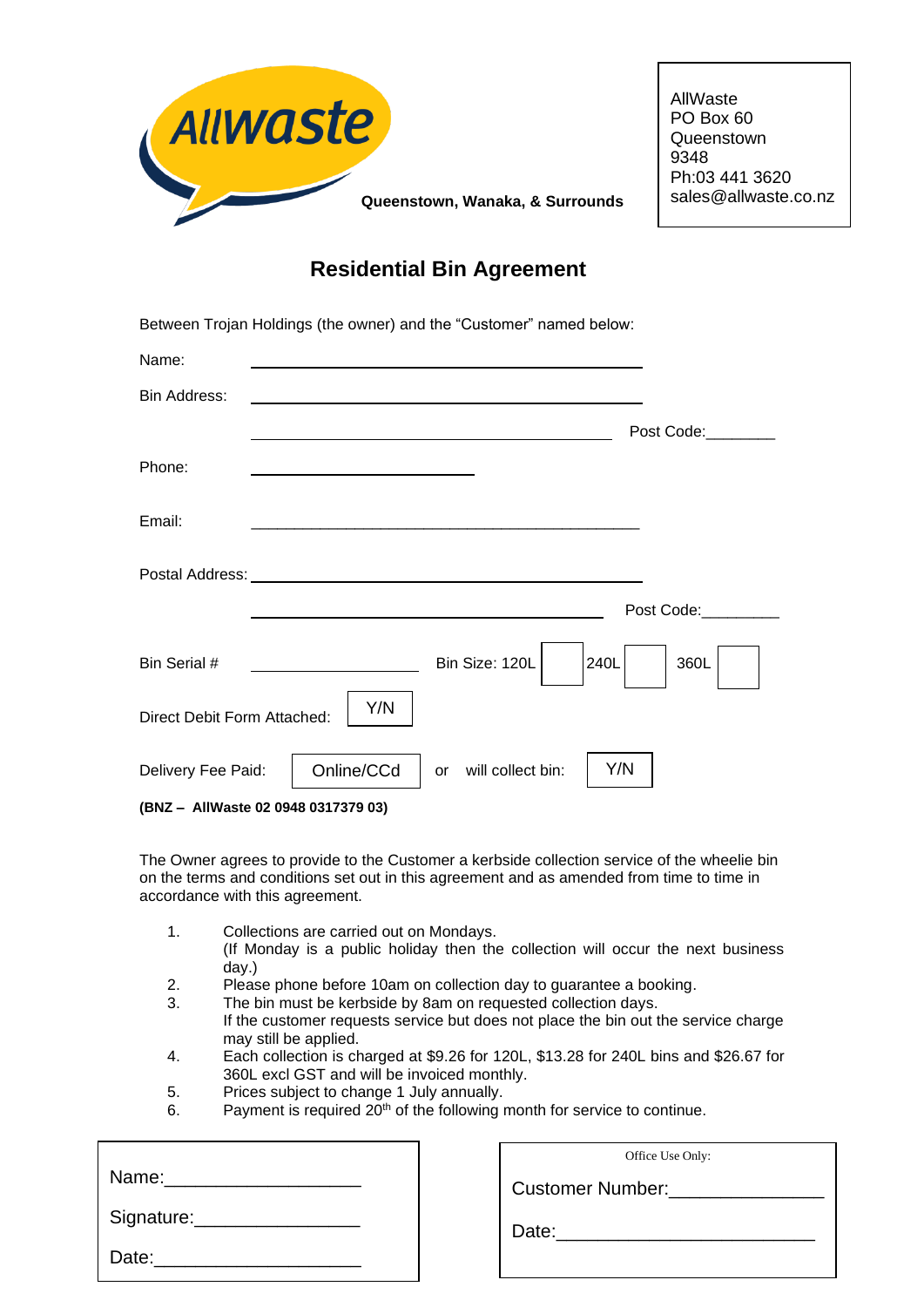**Allwaste**

**Queenstown, Wanaka, & Surrounds**

AllWaste
PO Box 60
Queenstown
9348
Ph:03 441 3620
sales@allwaste.co.nz

# Residential Bin Agreement

Between Trojan Holdings (the owner) and the "Customer" named below:

Name: ______________________________

Bin Address: ______________________________

______________________________ Post Code:________

Phone: ____________________

Email: ______________________________

Postal Address: ______________________________

______________________________ Post Code:_________

Bin Serial # ____________________ Bin Size: 120L [ ] 240L [ ] 360L [ ]

Direct Debit Form Attached: [ Y/N ]

Delivery Fee Paid: [ Online/CCd ] or will collect bin: [ Y/N ]

**(BNZ – AllWaste 02 0948 0317379 03)**

The Owner agrees to provide to the Customer a kerbside collection service of the wheelie bin on the terms and conditions set out in this agreement and as amended from time to time in accordance with this agreement.

1. Collections are carried out on Mondays.
   (If Monday is a public holiday then the collection will occur the next business day.)
2. Please phone before 10am on collection day to guarantee a booking.
3. The bin must be kerbside by 8am on requested collection days.
   If the customer requests service but does not place the bin out the service charge may still be applied.
4. Each collection is charged at $9.26 for 120L, $13.28 for 240L bins and $26.67 for 360L excl GST and will be invoiced monthly.
5. Prices subject to change 1 July annually.
6. Payment is required 20th of the following month for service to continue.

Name:____________________

Signature:________________

Date:_____________________

Office Use Only:

Customer Number:_______________

Date:_________________________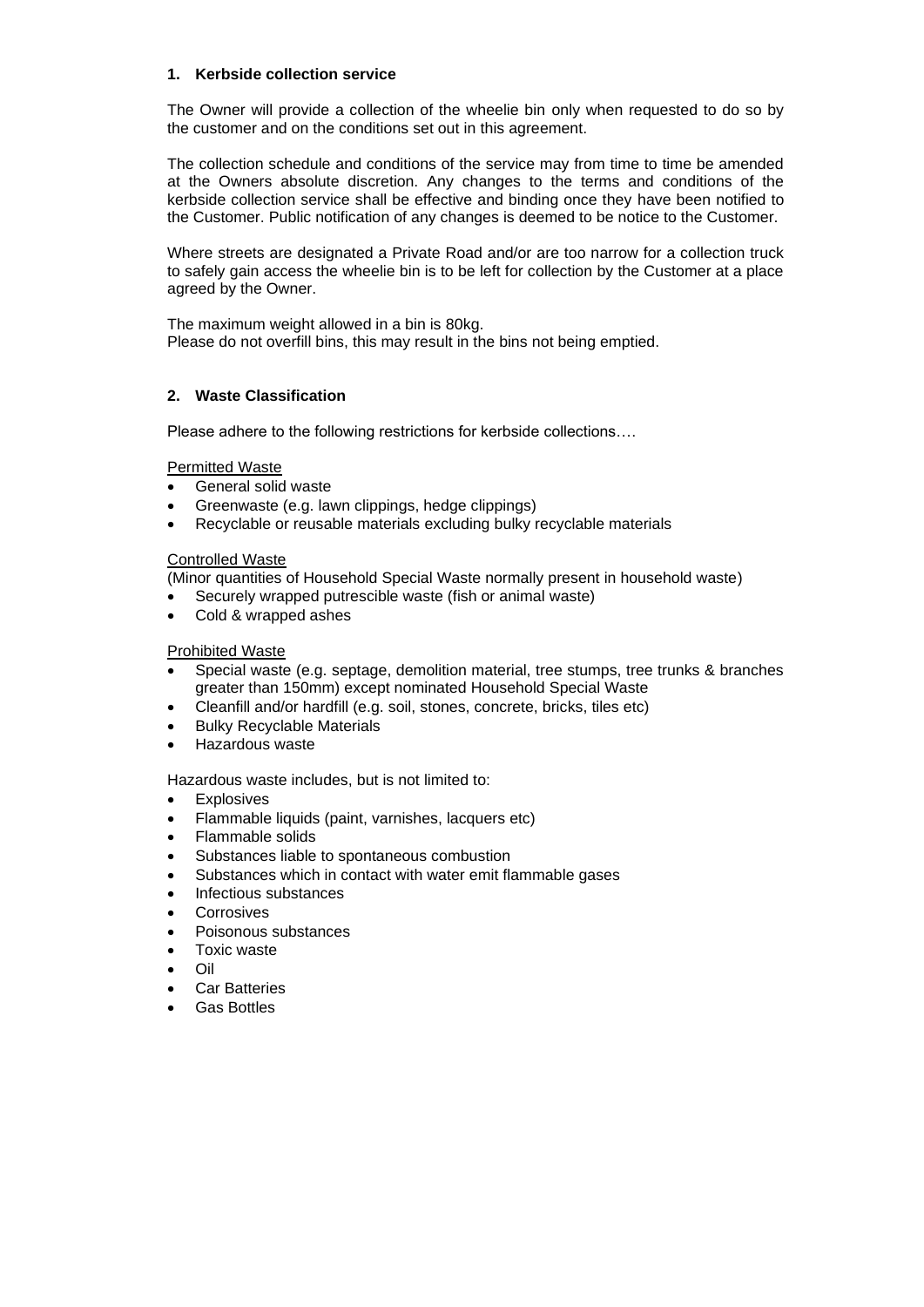## 1. Kerbside collection service

The Owner will provide a collection of the wheelie bin only when requested to do so by the customer and on the conditions set out in this agreement.

The collection schedule and conditions of the service may from time to time be amended at the Owners absolute discretion. Any changes to the terms and conditions of the kerbside collection service shall be effective and binding once they have been notified to the Customer. Public notification of any changes is deemed to be notice to the Customer.

Where streets are designated a Private Road and/or are too narrow for a collection truck to safely gain access the wheelie bin is to be left for collection by the Customer at a place agreed by the Owner.

The maximum weight allowed in a bin is 80kg.
Please do not overfill bins, this may result in the bins not being emptied.

## 2. Waste Classification

Please adhere to the following restrictions for kerbside collections….

Permitted Waste

- General solid waste
- Greenwaste (e.g. lawn clippings, hedge clippings)
- Recyclable or reusable materials excluding bulky recyclable materials

Controlled Waste

(Minor quantities of Household Special Waste normally present in household waste)

- Securely wrapped putrescible waste (fish or animal waste)
- Cold & wrapped ashes

Prohibited Waste

- Special waste (e.g. septage, demolition material, tree stumps, tree trunks & branches greater than 150mm) except nominated Household Special Waste
- Cleanfill and/or hardfill (e.g. soil, stones, concrete, bricks, tiles etc)
- Bulky Recyclable Materials
- Hazardous waste

Hazardous waste includes, but is not limited to:

- Explosives
- Flammable liquids (paint, varnishes, lacquers etc)
- Flammable solids
- Substances liable to spontaneous combustion
- Substances which in contact with water emit flammable gases
- Infectious substances
- Corrosives
- Poisonous substances
- Toxic waste
- Oil
- Car Batteries
- Gas Bottles